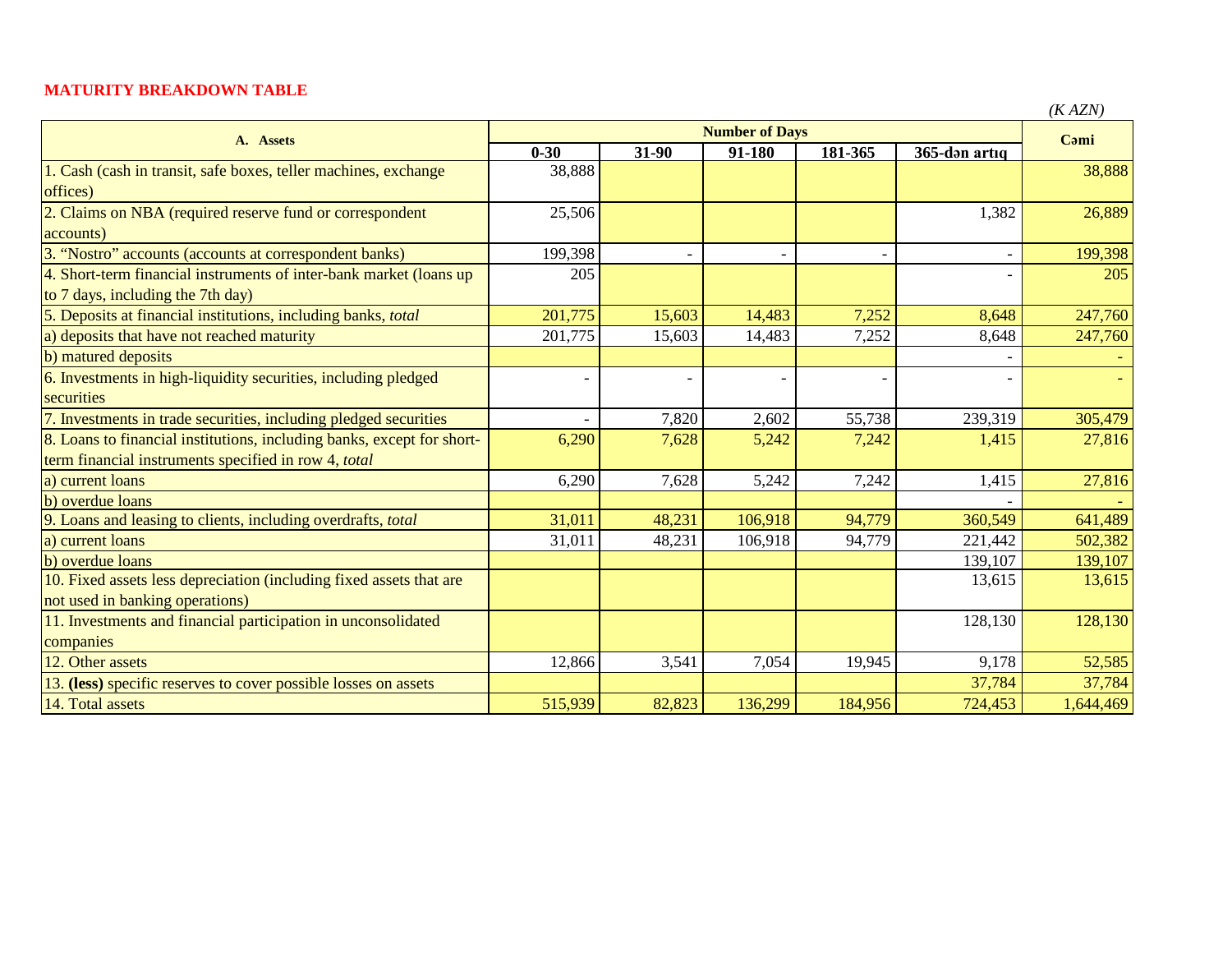**MATURITY BREAKDOWN TABLE**

*(K AZN)*

| A. Assets | Number of Days | | | | | Cəmi |
|---|---|---|---|---|---|---|
| | 0-30 | 31-90 | 91-180 | 181-365 | 365-dən artıq | |
| 1. Cash (cash in transit, safe boxes, teller machines, exchange offices) | 38,888 | | | | | 38,888 |
| 2. Claims on NBA (required reserve fund or correspondent accounts) | 25,506 | | | | 1,382 | 26,889 |
| 3. “Nostro” accounts (accounts at correspondent banks) | 199,398 | - | - | - | - | 199,398 |
| 4. Short-term financial instruments of inter-bank market (loans up to 7 days, including the 7th day) | 205 | | | | - | 205 |
| 5. Deposits at financial institutions, including banks, *total* | 201,775 | 15,603 | 14,483 | 7,252 | 8,648 | 247,760 |
| a) deposits that have not reached maturity | 201,775 | 15,603 | 14,483 | 7,252 | 8,648 | 247,760 |
| b) matured deposits | | | | | - | - |
| 6. Investments in high-liquidity securities, including pledged securities | - | - | - | - | - | - |
| 7. Investments in trade securities, including pledged securities | - | 7,820 | 2,602 | 55,738 | 239,319 | 305,479 |
| 8. Loans to financial institutions, including banks, except for short-term financial instruments specified in row 4, *total* | 6,290 | 7,628 | 5,242 | 7,242 | 1,415 | 27,816 |
| a) current loans | 6,290 | 7,628 | 5,242 | 7,242 | 1,415 | 27,816 |
| b) overdue loans | | | | | - | - |
| 9. Loans and leasing to clients, including overdrafts, *total* | 31,011 | 48,231 | 106,918 | 94,779 | 360,549 | 641,489 |
| a) current loans | 31,011 | 48,231 | 106,918 | 94,779 | 221,442 | 502,382 |
| b) overdue loans | | | | | 139,107 | 139,107 |
| 10. Fixed assets less depreciation (including fixed assets that are not used in banking operations) | | | | | 13,615 | 13,615 |
| 11. Investments and financial participation in unconsolidated companies | | | | | 128,130 | 128,130 |
| 12. Other assets | 12,866 | 3,541 | 7,054 | 19,945 | 9,178 | 52,585 |
| 13. **(less)** specific reserves to cover possible losses on assets | | | | | 37,784 | 37,784 |
| 14. Total assets | 515,939 | 82,823 | 136,299 | 184,956 | 724,453 | 1,644,469 |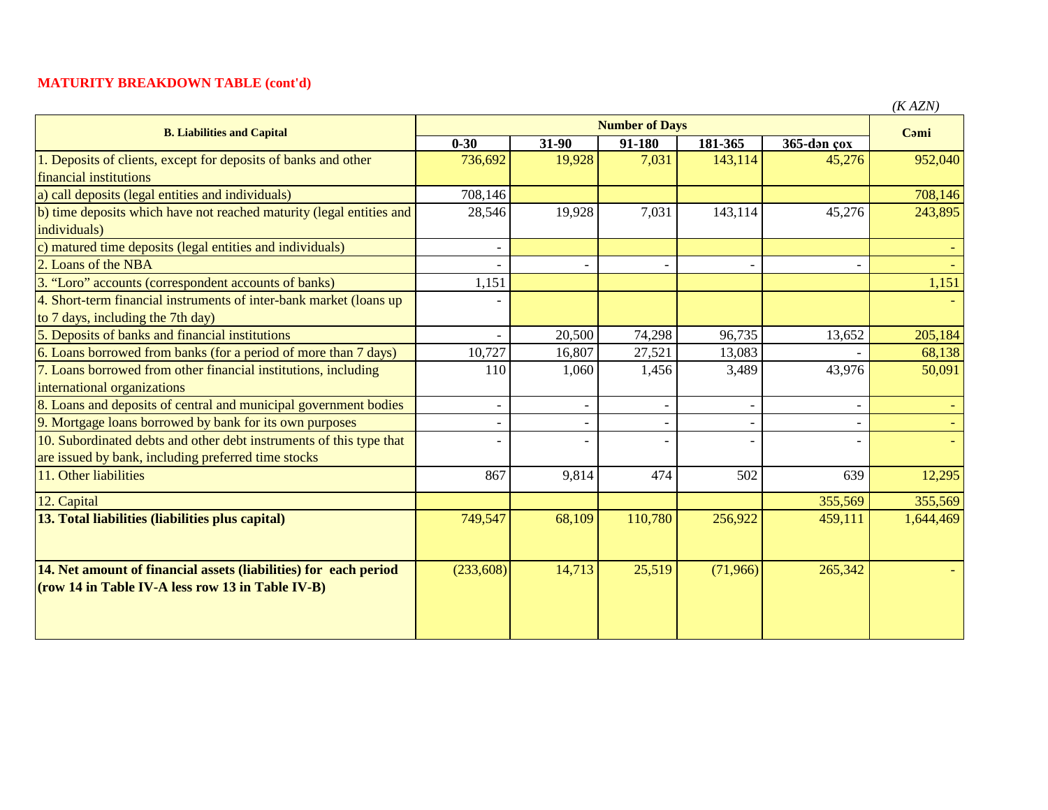**MATURITY BREAKDOWN TABLE (cont'd)**

*(K AZN)*

| B. Liabilities and Capital | Number of Days | | | | | Cəmi |
|---|---|---|---|---|---|---|
| | 0-30 | 31-90 | 91-180 | 181-365 | 365-dən çox | |
| 1. Deposits of clients, except for deposits of banks and other financial institutions | 736,692 | 19,928 | 7,031 | 143,114 | 45,276 | 952,040 |
| a) call deposits (legal entities and individuals) | 708,146 | | | | | 708,146 |
| b) time deposits which have not reached maturity (legal entities and individuals) | 28,546 | 19,928 | 7,031 | 143,114 | 45,276 | 243,895 |
| c) matured time deposits (legal entities and individuals) | - | | | | | - |
| 2. Loans of the NBA | - | - | - | - | - | - |
| 3. "Loro" accounts (correspondent accounts of banks) | 1,151 | | | | | 1,151 |
| 4. Short-term financial instruments of inter-bank market (loans up to 7 days, including the 7th day) | - | | | | | - |
| 5. Deposits of banks and financial institutions | - | 20,500 | 74,298 | 96,735 | 13,652 | 205,184 |
| 6. Loans borrowed from banks (for a period of more than 7 days) | 10,727 | 16,807 | 27,521 | 13,083 | - | 68,138 |
| 7. Loans borrowed from other financial institutions, including international organizations | 110 | 1,060 | 1,456 | 3,489 | 43,976 | 50,091 |
| 8. Loans and deposits of central and municipal government bodies | - | - | - | - | - | - |
| 9. Mortgage loans borrowed by bank for its own purposes | - | - | - | - | - | - |
| 10. Subordinated debts and other debt instruments of this type that are issued by bank, including preferred time stocks | - | - | - | - | - | - |
| 11. Other liabilities | 867 | 9,814 | 474 | 502 | 639 | 12,295 |
| 12. Capital | | | | | 355,569 | 355,569 |
| **13. Total liabilities (liabilities plus capital)** | 749,547 | 68,109 | 110,780 | 256,922 | 459,111 | 1,644,469 |
| **14. Net amount of financial assets (liabilities) for each period (row 14 in Table IV-A less row 13 in Table IV-B)** | (233,608) | 14,713 | 25,519 | (71,966) | 265,342 | - |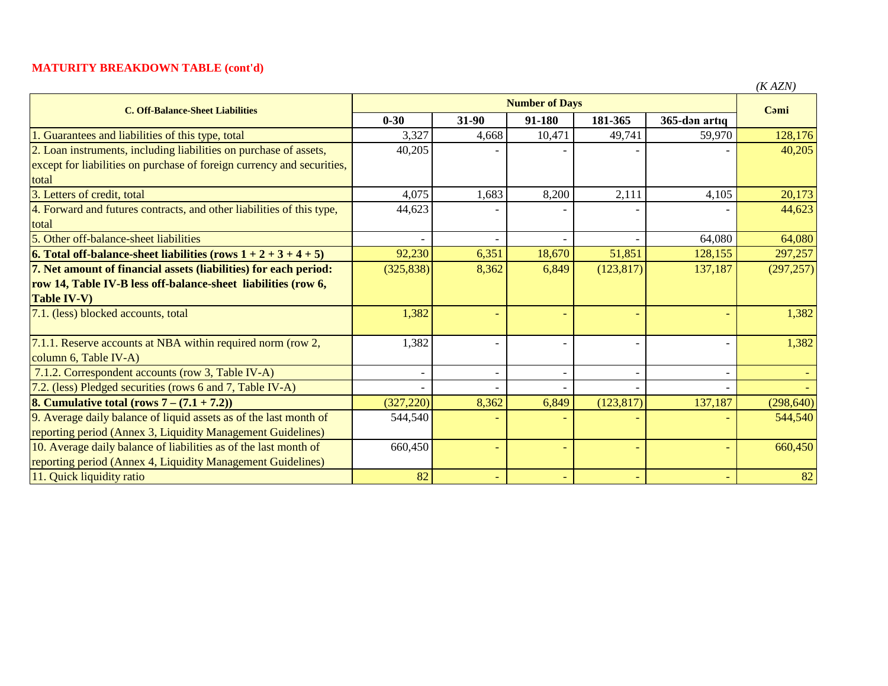**MATURITY BREAKDOWN TABLE (cont'd)**

*(K AZN)*

| C. Off-Balance-Sheet Liabilities | Number of Days | | | | | Cəmi |
|---|---|---|---|---|---|---|
| | 0-30 | 31-90 | 91-180 | 181-365 | 365-dən artıq | |
| 1. Guarantees and liabilities of this type, total | 3,327 | 4,668 | 10,471 | 49,741 | 59,970 | 128,176 |
| 2. Loan instruments, including liabilities on purchase of assets, except for liabilities on purchase of foreign currency and securities, total | 40,205 | - | - | - | - | 40,205 |
| 3. Letters of credit, total | 4,075 | 1,683 | 8,200 | 2,111 | 4,105 | 20,173 |
| 4. Forward and futures contracts, and other liabilities of this type, total | 44,623 | - | - | - | - | 44,623 |
| 5. Other off-balance-sheet liabilities | - | - | - | - | 64,080 | 64,080 |
| **6. Total off-balance-sheet liabilities (rows 1 + 2 + 3 + 4 + 5)** | 92,230 | 6,351 | 18,670 | 51,851 | 128,155 | 297,257 |
| **7. Net amount of financial assets (liabilities) for each period: row 14, Table IV-B less off-balance-sheet liabilities (row 6, Table IV-V)** | (325,838) | 8,362 | 6,849 | (123,817) | 137,187 | (297,257) |
| 7.1. (less) blocked accounts, total | 1,382 | - | - | - | - | 1,382 |
| 7.1.1. Reserve accounts at NBA within required norm (row 2, column 6, Table IV-A) | 1,382 | - | - | - | - | 1,382 |
| 7.1.2. Correspondent accounts (row 3, Table IV-A) | - | - | - | - | - | - |
| 7.2. (less) Pledged securities (rows 6 and 7, Table IV-A) | - | - | - | - | - | - |
| **8. Cumulative total (rows 7 – (7.1 + 7.2))** | (327,220) | 8,362 | 6,849 | (123,817) | 137,187 | (298,640) |
| 9. Average daily balance of liquid assets as of the last month of reporting period (Annex 3, Liquidity Management Guidelines) | 544,540 | - | - | - | - | 544,540 |
| 10. Average daily balance of liabilities as of the last month of reporting period (Annex 4, Liquidity Management Guidelines) | 660,450 | - | - | - | - | 660,450 |
| 11. Quick liquidity ratio | 82 | - | - | - | - | 82 |